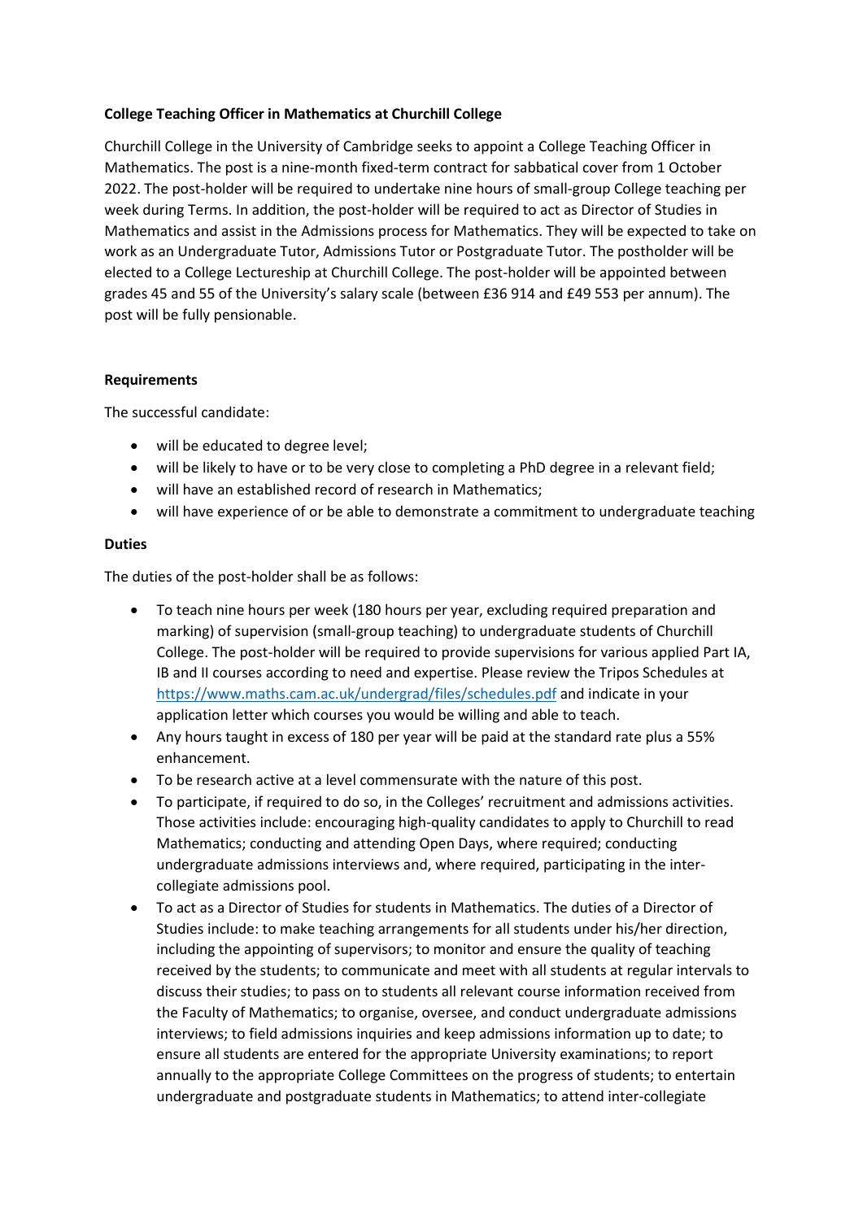**College Teaching Officer in Mathematics at Churchill College**

Churchill College in the University of Cambridge seeks to appoint a College Teaching Officer in Mathematics. The post is a nine-month fixed-term contract for sabbatical cover from 1 October 2022. The post-holder will be required to undertake nine hours of small-group College teaching per week during Terms. In addition, the post-holder will be required to act as Director of Studies in Mathematics and assist in the Admissions process for Mathematics. They will be expected to take on work as an Undergraduate Tutor, Admissions Tutor or Postgraduate Tutor. The postholder will be elected to a College Lectureship at Churchill College. The post-holder will be appointed between grades 45 and 55 of the University's salary scale (between £36 914 and £49 553 per annum). The post will be fully pensionable.

**Requirements**

The successful candidate:

- will be educated to degree level;
- will be likely to have or to be very close to completing a PhD degree in a relevant field;
- will have an established record of research in Mathematics;
- will have experience of or be able to demonstrate a commitment to undergraduate teaching

**Duties**

The duties of the post-holder shall be as follows:

- To teach nine hours per week (180 hours per year, excluding required preparation and marking) of supervision (small-group teaching) to undergraduate students of Churchill College. The post-holder will be required to provide supervisions for various applied Part IA, IB and II courses according to need and expertise. Please review the Tripos Schedules at [https://www.maths.cam.ac.uk/undergrad/files/schedules.pdf](https://www.maths.cam.ac.uk/undergrad/files/schedules.pdf) and indicate in your application letter which courses you would be willing and able to teach.
- Any hours taught in excess of 180 per year will be paid at the standard rate plus a 55% enhancement.
- To be research active at a level commensurate with the nature of this post.
- To participate, if required to do so, in the Colleges' recruitment and admissions activities. Those activities include: encouraging high-quality candidates to apply to Churchill to read Mathematics; conducting and attending Open Days, where required; conducting undergraduate admissions interviews and, where required, participating in the inter-collegiate admissions pool.
- To act as a Director of Studies for students in Mathematics. The duties of a Director of Studies include: to make teaching arrangements for all students under his/her direction, including the appointing of supervisors; to monitor and ensure the quality of teaching received by the students; to communicate and meet with all students at regular intervals to discuss their studies; to pass on to students all relevant course information received from the Faculty of Mathematics; to organise, oversee, and conduct undergraduate admissions interviews; to field admissions inquiries and keep admissions information up to date; to ensure all students are entered for the appropriate University examinations; to report annually to the appropriate College Committees on the progress of students; to entertain undergraduate and postgraduate students in Mathematics; to attend inter-collegiate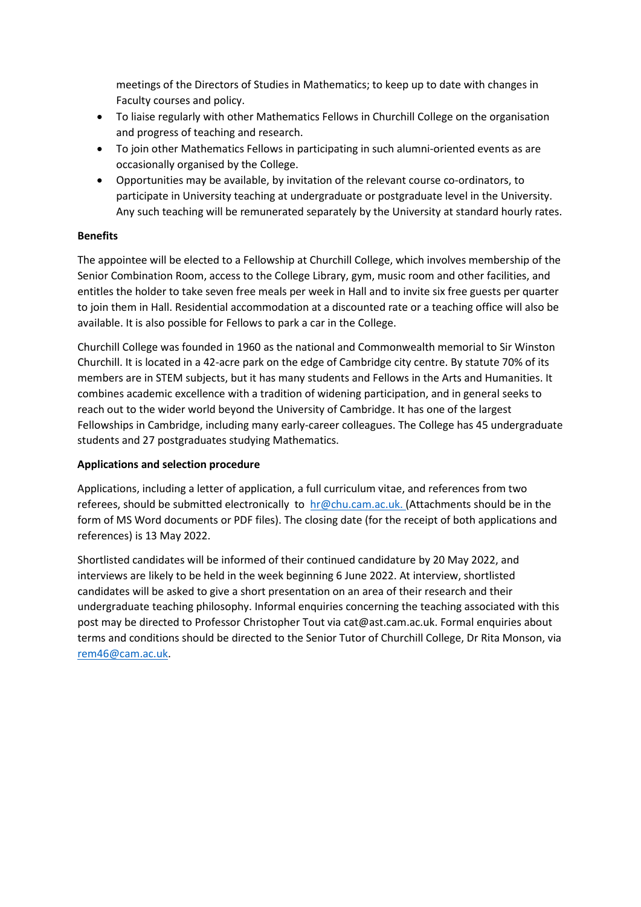meetings of the Directors of Studies in Mathematics; to keep up to date with changes in Faculty courses and policy.

- To liaise regularly with other Mathematics Fellows in Churchill College on the organisation and progress of teaching and research.
- To join other Mathematics Fellows in participating in such alumni-oriented events as are occasionally organised by the College.
- Opportunities may be available, by invitation of the relevant course co-ordinators, to participate in University teaching at undergraduate or postgraduate level in the University. Any such teaching will be remunerated separately by the University at standard hourly rates.

**Benefits**

The appointee will be elected to a Fellowship at Churchill College, which involves membership of the Senior Combination Room, access to the College Library, gym, music room and other facilities, and entitles the holder to take seven free meals per week in Hall and to invite six free guests per quarter to join them in Hall. Residential accommodation at a discounted rate or a teaching office will also be available. It is also possible for Fellows to park a car in the College.

Churchill College was founded in 1960 as the national and Commonwealth memorial to Sir Winston Churchill. It is located in a 42-acre park on the edge of Cambridge city centre. By statute 70% of its members are in STEM subjects, but it has many students and Fellows in the Arts and Humanities. It combines academic excellence with a tradition of widening participation, and in general seeks to reach out to the wider world beyond the University of Cambridge. It has one of the largest Fellowships in Cambridge, including many early-career colleagues. The College has 45 undergraduate students and 27 postgraduates studying Mathematics.

**Applications and selection procedure**

Applications, including a letter of application, a full curriculum vitae, and references from two referees, should be submitted electronically to hr@chu.cam.ac.uk. (Attachments should be in the form of MS Word documents or PDF files). The closing date (for the receipt of both applications and references) is 13 May 2022.

Shortlisted candidates will be informed of their continued candidature by 20 May 2022, and interviews are likely to be held in the week beginning 6 June 2022. At interview, shortlisted candidates will be asked to give a short presentation on an area of their research and their undergraduate teaching philosophy. Informal enquiries concerning the teaching associated with this post may be directed to Professor Christopher Tout via cat@ast.cam.ac.uk. Formal enquiries about terms and conditions should be directed to the Senior Tutor of Churchill College, Dr Rita Monson, via rem46@cam.ac.uk.